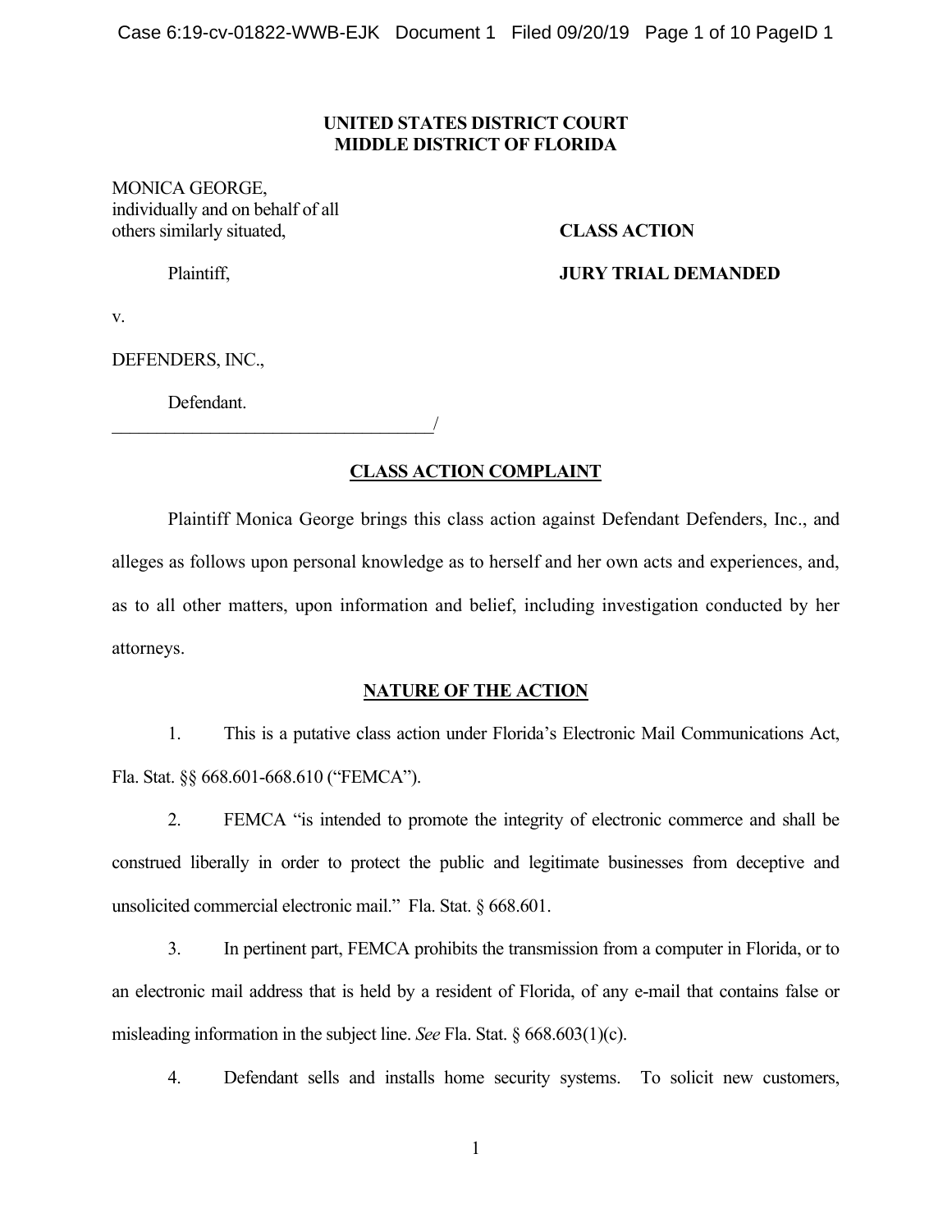**UNITED STATES DISTRICT COURT**
**MIDDLE DISTRICT OF FLORIDA**

MONICA GEORGE,
individually and on behalf of all
others similarly situated,

**CLASS ACTION**

Plaintiff,

**JURY TRIAL DEMANDED**

v.

DEFENDERS, INC.,

Defendant.
_____________________________________/

## CLASS ACTION COMPLAINT

Plaintiff Monica George brings this class action against Defendant Defenders, Inc., and alleges as follows upon personal knowledge as to herself and her own acts and experiences, and, as to all other matters, upon information and belief, including investigation conducted by her attorneys.

## NATURE OF THE ACTION

1. This is a putative class action under Florida's Electronic Mail Communications Act, Fla. Stat. §§ 668.601-668.610 ("FEMCA").

2. FEMCA "is intended to promote the integrity of electronic commerce and shall be construed liberally in order to protect the public and legitimate businesses from deceptive and unsolicited commercial electronic mail." Fla. Stat. § 668.601.

3. In pertinent part, FEMCA prohibits the transmission from a computer in Florida, or to an electronic mail address that is held by a resident of Florida, of any e-mail that contains false or misleading information in the subject line. *See* Fla. Stat. § 668.603(1)(c).

4. Defendant sells and installs home security systems. To solicit new customers,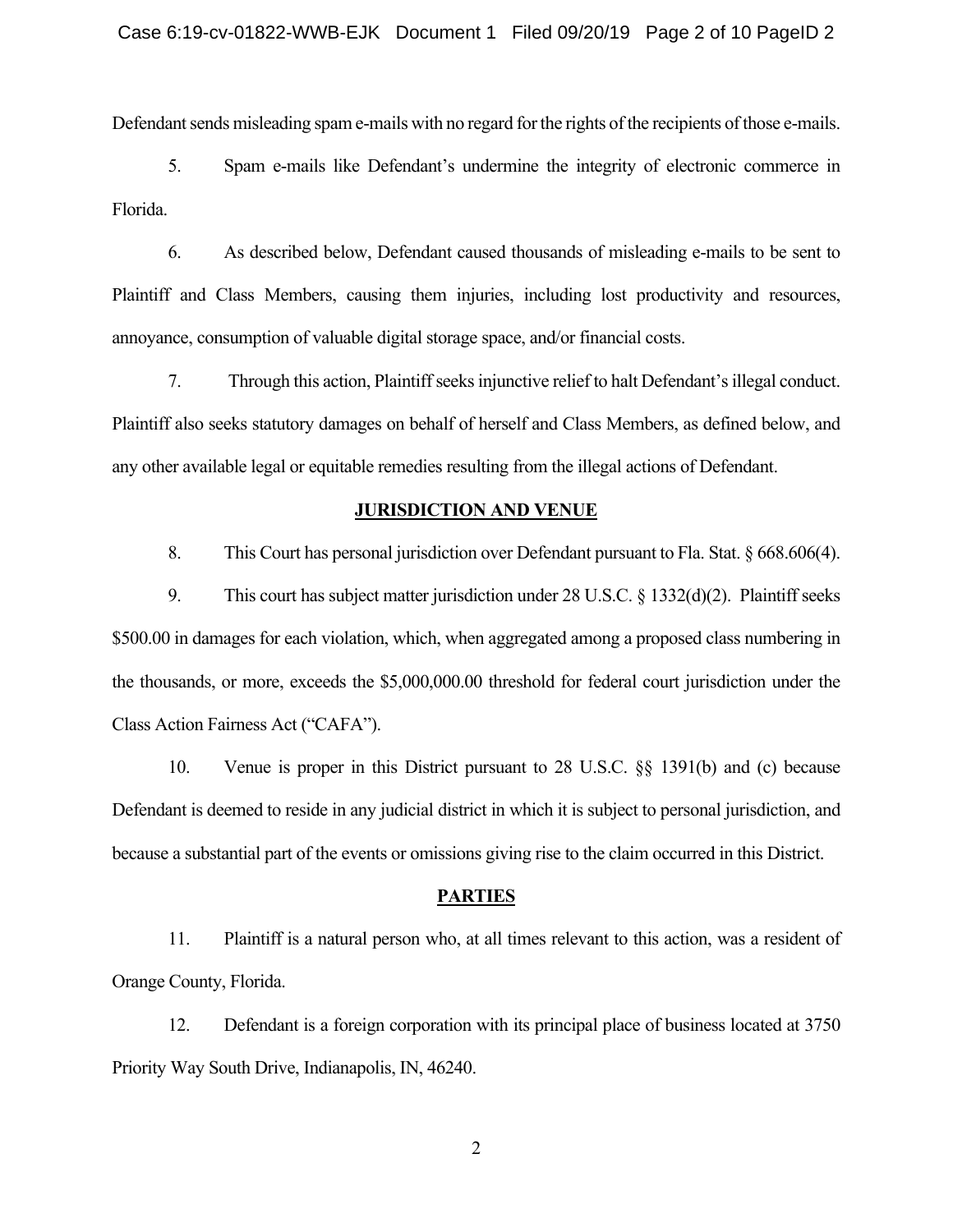Defendant sends misleading spam e-mails with no regard for the rights of the recipients of those e-mails.

5. Spam e-mails like Defendant's undermine the integrity of electronic commerce in Florida.

6. As described below, Defendant caused thousands of misleading e-mails to be sent to Plaintiff and Class Members, causing them injuries, including lost productivity and resources, annoyance, consumption of valuable digital storage space, and/or financial costs.

7. Through this action, Plaintiff seeks injunctive relief to halt Defendant's illegal conduct. Plaintiff also seeks statutory damages on behalf of herself and Class Members, as defined below, and any other available legal or equitable remedies resulting from the illegal actions of Defendant.

## JURISDICTION AND VENUE

8. This Court has personal jurisdiction over Defendant pursuant to Fla. Stat. § 668.606(4).

9. This court has subject matter jurisdiction under 28 U.S.C. § 1332(d)(2). Plaintiff seeks $500.00 in damages for each violation, which, when aggregated among a proposed class numbering in the thousands, or more, exceeds the $5,000,000.00 threshold for federal court jurisdiction under the Class Action Fairness Act ("CAFA").

10. Venue is proper in this District pursuant to 28 U.S.C. §§ 1391(b) and (c) because Defendant is deemed to reside in any judicial district in which it is subject to personal jurisdiction, and because a substantial part of the events or omissions giving rise to the claim occurred in this District.

## PARTIES

11. Plaintiff is a natural person who, at all times relevant to this action, was a resident of Orange County, Florida.

12. Defendant is a foreign corporation with its principal place of business located at 3750 Priority Way South Drive, Indianapolis, IN, 46240.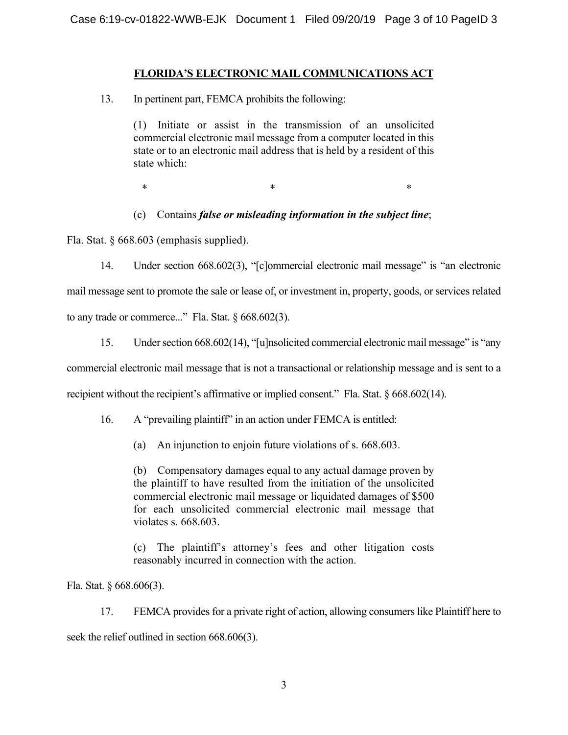## FLORIDA'S ELECTRONIC MAIL COMMUNICATIONS ACT

13. In pertinent part, FEMCA prohibits the following:

> (1) Initiate or assist in the transmission of an unsolicited commercial electronic mail message from a computer located in this state or to an electronic mail address that is held by a resident of this state which:
>
> \* \* \*
>
> (c) Contains ***false or misleading information in the subject line***;

Fla. Stat. § 668.603 (emphasis supplied).

14. Under section 668.602(3), "[c]ommercial electronic mail message" is "an electronic mail message sent to promote the sale or lease of, or investment in, property, goods, or services related to any trade or commerce..." Fla. Stat. § 668.602(3).

15. Under section 668.602(14), "[u]nsolicited commercial electronic mail message" is "any commercial electronic mail message that is not a transactional or relationship message and is sent to a recipient without the recipient's affirmative or implied consent." Fla. Stat. § 668.602(14).

16. A "prevailing plaintiff" in an action under FEMCA is entitled:

> (a) An injunction to enjoin future violations of s. 668.603.
>
> (b) Compensatory damages equal to any actual damage proven by the plaintiff to have resulted from the initiation of the unsolicited commercial electronic mail message or liquidated damages of $500 for each unsolicited commercial electronic mail message that violates s. 668.603.
>
> (c) The plaintiff's attorney's fees and other litigation costs reasonably incurred in connection with the action.

Fla. Stat. § 668.606(3).

17. FEMCA provides for a private right of action, allowing consumers like Plaintiff here to seek the relief outlined in section 668.606(3).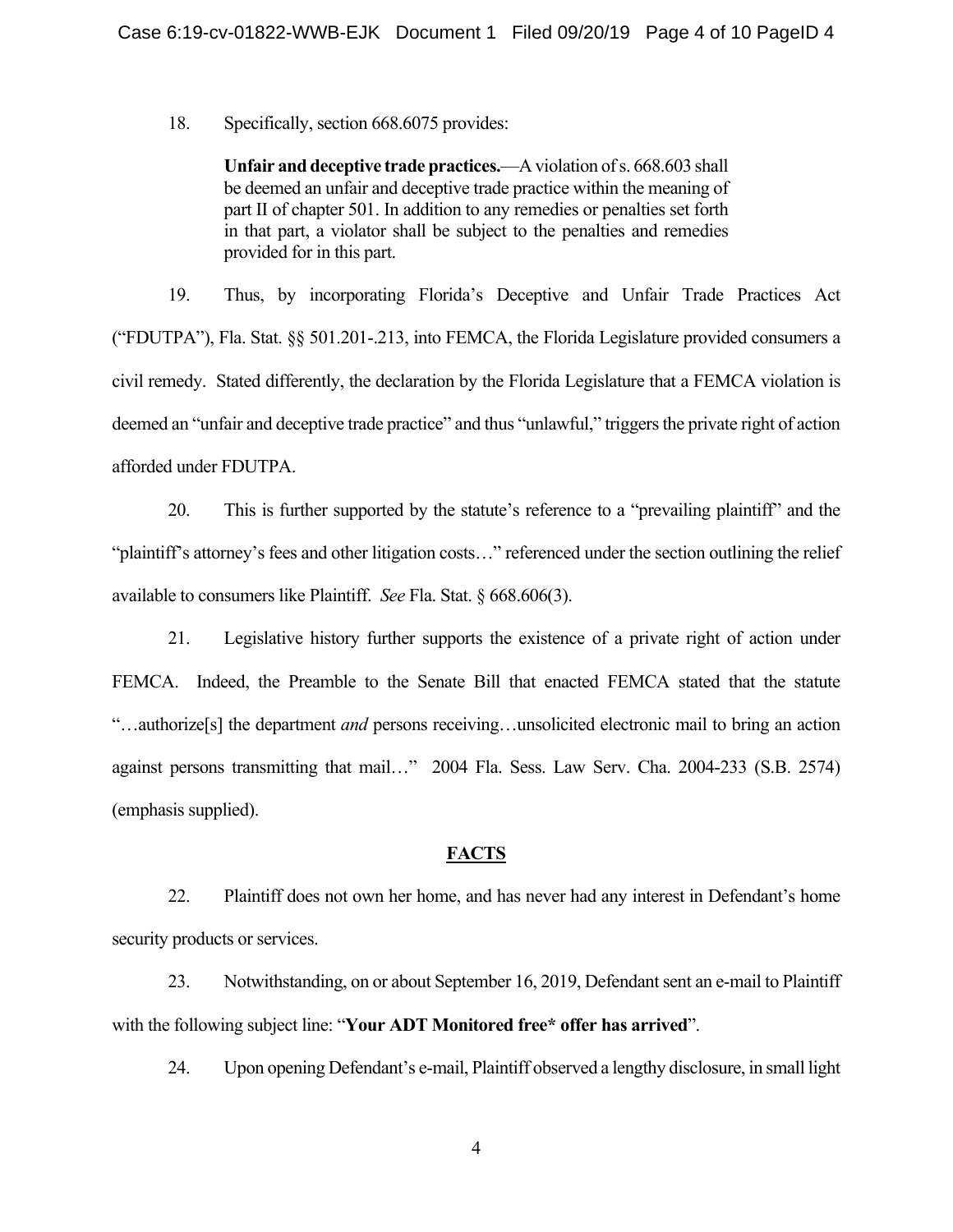18. Specifically, section 668.6075 provides:

> **Unfair and deceptive trade practices.**—A violation of s. 668.603 shall be deemed an unfair and deceptive trade practice within the meaning of part II of chapter 501. In addition to any remedies or penalties set forth in that part, a violator shall be subject to the penalties and remedies provided for in this part.

19. Thus, by incorporating Florida's Deceptive and Unfair Trade Practices Act ("FDUTPA"), Fla. Stat. §§ 501.201-.213, into FEMCA, the Florida Legislature provided consumers a civil remedy. Stated differently, the declaration by the Florida Legislature that a FEMCA violation is deemed an "unfair and deceptive trade practice" and thus "unlawful," triggers the private right of action afforded under FDUTPA.

20. This is further supported by the statute's reference to a "prevailing plaintiff" and the "plaintiff's attorney's fees and other litigation costs…" referenced under the section outlining the relief available to consumers like Plaintiff. *See* Fla. Stat. § 668.606(3).

21. Legislative history further supports the existence of a private right of action under FEMCA. Indeed, the Preamble to the Senate Bill that enacted FEMCA stated that the statute "…authorize[s] the department *and* persons receiving…unsolicited electronic mail to bring an action against persons transmitting that mail…" 2004 Fla. Sess. Law Serv. Cha. 2004-233 (S.B. 2574) (emphasis supplied).

## FACTS

22. Plaintiff does not own her home, and has never had any interest in Defendant's home security products or services.

23. Notwithstanding, on or about September 16, 2019, Defendant sent an e-mail to Plaintiff with the following subject line: "**Your ADT Monitored free* offer has arrived**".

24. Upon opening Defendant's e-mail, Plaintiff observed a lengthy disclosure, in small light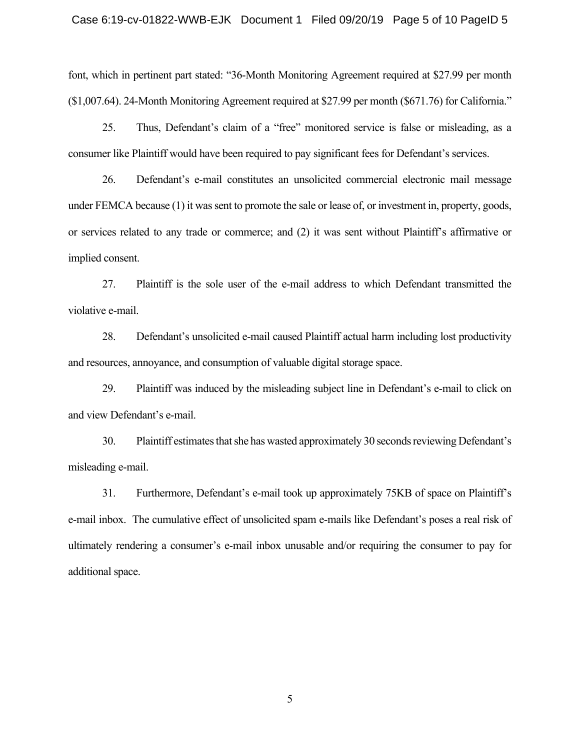font, which in pertinent part stated: "36-Month Monitoring Agreement required at $27.99 per month ($1,007.64). 24-Month Monitoring Agreement required at $27.99 per month ($671.76) for California."

25. Thus, Defendant's claim of a "free" monitored service is false or misleading, as a consumer like Plaintiff would have been required to pay significant fees for Defendant's services.

26. Defendant's e-mail constitutes an unsolicited commercial electronic mail message under FEMCA because (1) it was sent to promote the sale or lease of, or investment in, property, goods, or services related to any trade or commerce; and (2) it was sent without Plaintiff's affirmative or implied consent.

27. Plaintiff is the sole user of the e-mail address to which Defendant transmitted the violative e-mail.

28. Defendant's unsolicited e-mail caused Plaintiff actual harm including lost productivity and resources, annoyance, and consumption of valuable digital storage space.

29. Plaintiff was induced by the misleading subject line in Defendant's e-mail to click on and view Defendant's e-mail.

30. Plaintiff estimates that she has wasted approximately 30 seconds reviewing Defendant's misleading e-mail.

31. Furthermore, Defendant's e-mail took up approximately 75KB of space on Plaintiff's e-mail inbox. The cumulative effect of unsolicited spam e-mails like Defendant's poses a real risk of ultimately rendering a consumer's e-mail inbox unusable and/or requiring the consumer to pay for additional space.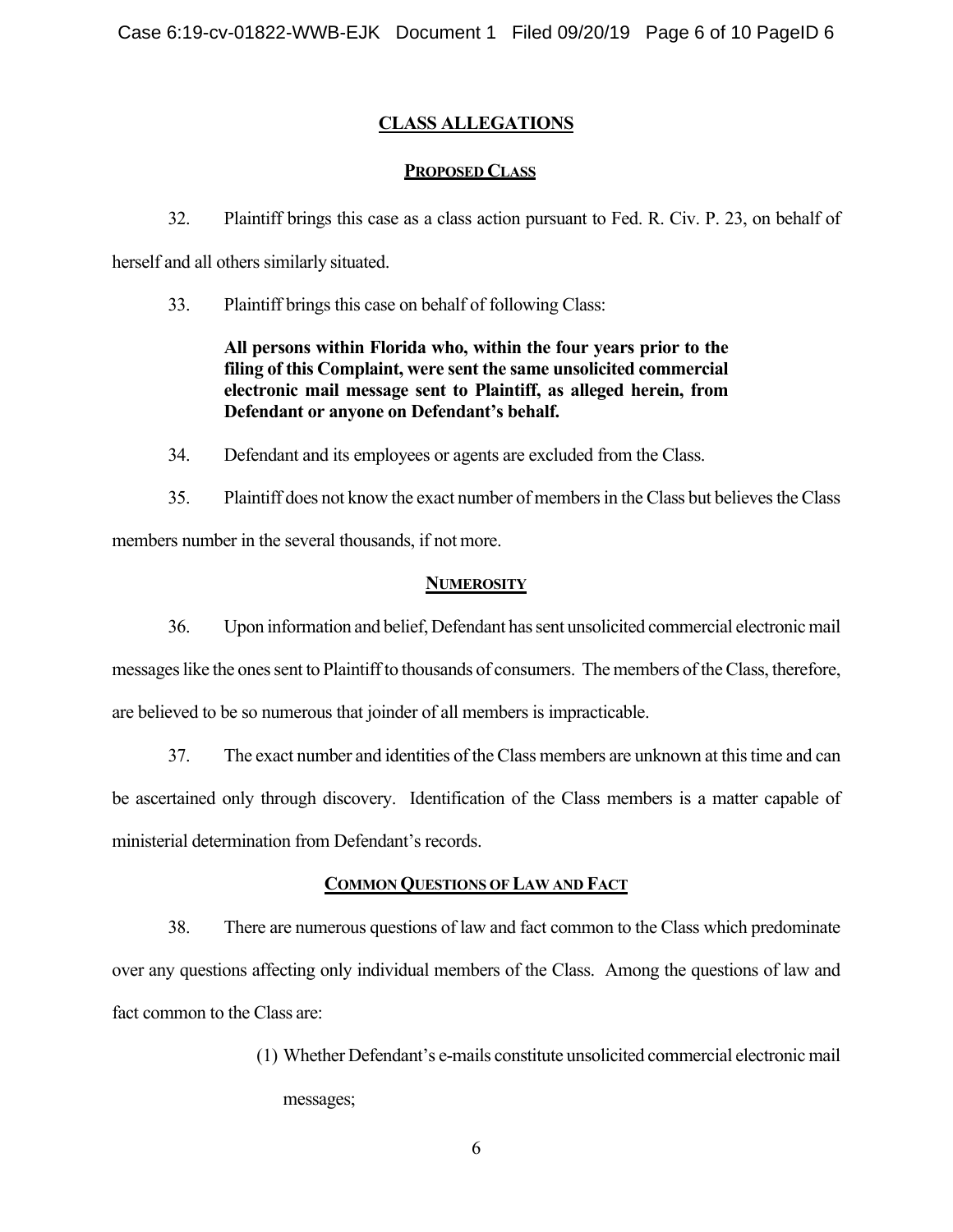## CLASS ALLEGATIONS

### PROPOSED CLASS

32. Plaintiff brings this case as a class action pursuant to Fed. R. Civ. P. 23, on behalf of herself and all others similarly situated.

33. Plaintiff brings this case on behalf of following Class:

> **All persons within Florida who, within the four years prior to the filing of this Complaint, were sent the same unsolicited commercial electronic mail message sent to Plaintiff, as alleged herein, from Defendant or anyone on Defendant's behalf.**

34. Defendant and its employees or agents are excluded from the Class.

35. Plaintiff does not know the exact number of members in the Class but believes the Class members number in the several thousands, if not more.

### NUMEROSITY

36. Upon information and belief, Defendant has sent unsolicited commercial electronic mail messages like the ones sent to Plaintiff to thousands of consumers. The members of the Class, therefore, are believed to be so numerous that joinder of all members is impracticable.

37. The exact number and identities of the Class members are unknown at this time and can be ascertained only through discovery. Identification of the Class members is a matter capable of ministerial determination from Defendant's records.

### COMMON QUESTIONS OF LAW AND FACT

38. There are numerous questions of law and fact common to the Class which predominate over any questions affecting only individual members of the Class. Among the questions of law and fact common to the Class are:

(1) Whether Defendant's e-mails constitute unsolicited commercial electronic mail messages;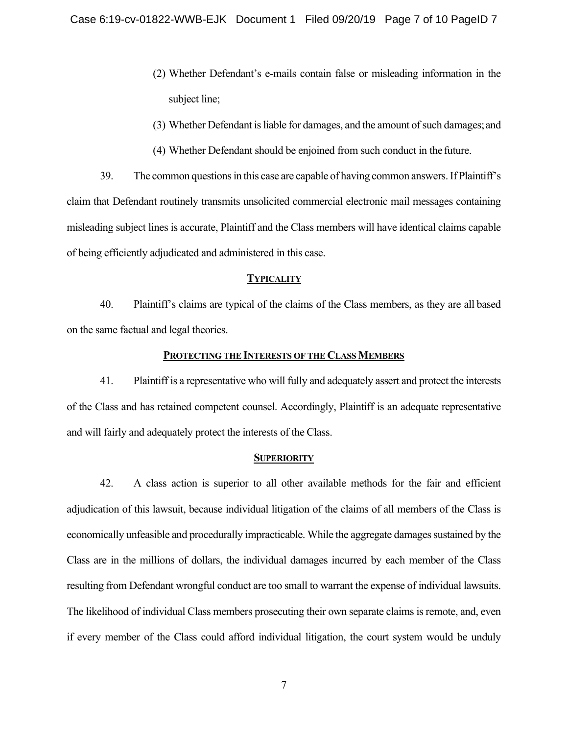(2) Whether Defendant's e-mails contain false or misleading information in the subject line;

(3) Whether Defendant is liable for damages, and the amount of such damages; and

(4) Whether Defendant should be enjoined from such conduct in the future.

39. The common questions in this case are capable of having common answers. If Plaintiff's claim that Defendant routinely transmits unsolicited commercial electronic mail messages containing misleading subject lines is accurate, Plaintiff and the Class members will have identical claims capable of being efficiently adjudicated and administered in this case.

## TYPICALITY

40. Plaintiff's claims are typical of the claims of the Class members, as they are all based on the same factual and legal theories.

## PROTECTING THE INTERESTS OF THE CLASS MEMBERS

41. Plaintiff is a representative who will fully and adequately assert and protect the interests of the Class and has retained competent counsel. Accordingly, Plaintiff is an adequate representative and will fairly and adequately protect the interests of the Class.

## SUPERIORITY

42. A class action is superior to all other available methods for the fair and efficient adjudication of this lawsuit, because individual litigation of the claims of all members of the Class is economically unfeasible and procedurally impracticable. While the aggregate damages sustained by the Class are in the millions of dollars, the individual damages incurred by each member of the Class resulting from Defendant wrongful conduct are too small to warrant the expense of individual lawsuits. The likelihood of individual Class members prosecuting their own separate claims is remote, and, even if every member of the Class could afford individual litigation, the court system would be unduly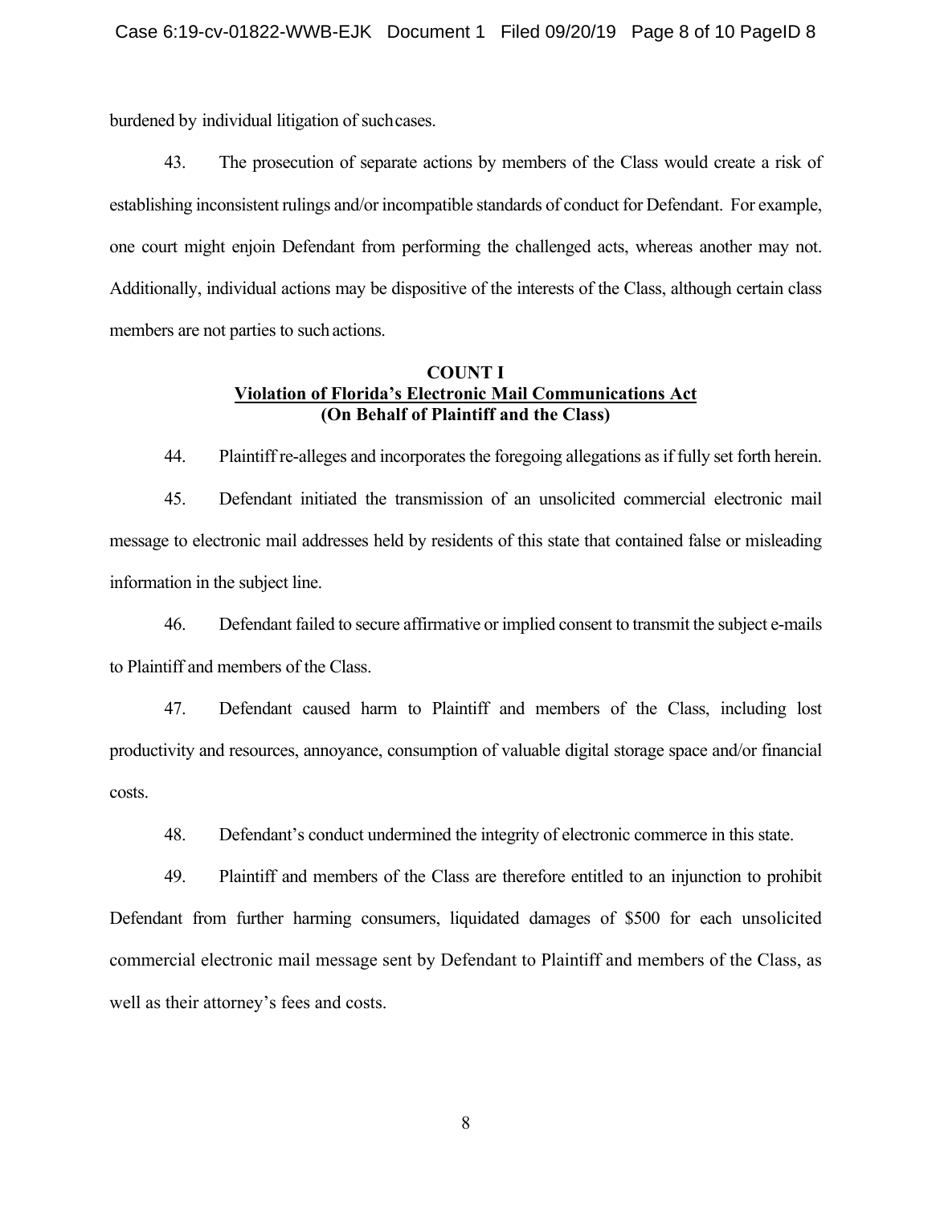burdened by individual litigation of such cases.

43. The prosecution of separate actions by members of the Class would create a risk of establishing inconsistent rulings and/or incompatible standards of conduct for Defendant. For example, one court might enjoin Defendant from performing the challenged acts, whereas another may not. Additionally, individual actions may be dispositive of the interests of the Class, although certain class members are not parties to such actions.

**COUNT I**
**Violation of Florida's Electronic Mail Communications Act**
**(On Behalf of Plaintiff and the Class)**

44. Plaintiff re-alleges and incorporates the foregoing allegations as if fully set forth herein.

45. Defendant initiated the transmission of an unsolicited commercial electronic mail message to electronic mail addresses held by residents of this state that contained false or misleading information in the subject line.

46. Defendant failed to secure affirmative or implied consent to transmit the subject e-mails to Plaintiff and members of the Class.

47. Defendant caused harm to Plaintiff and members of the Class, including lost productivity and resources, annoyance, consumption of valuable digital storage space and/or financial costs.

48. Defendant's conduct undermined the integrity of electronic commerce in this state.

49. Plaintiff and members of the Class are therefore entitled to an injunction to prohibit Defendant from further harming consumers, liquidated damages of $500 for each unsolicited commercial electronic mail message sent by Defendant to Plaintiff and members of the Class, as well as their attorney's fees and costs.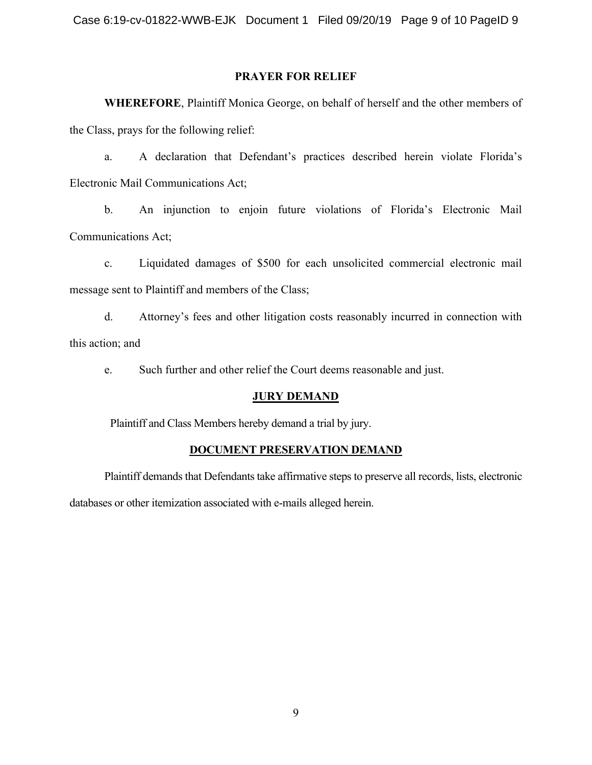## PRAYER FOR RELIEF

**WHEREFORE**, Plaintiff Monica George, on behalf of herself and the other members of the Class, prays for the following relief:

a. A declaration that Defendant's practices described herein violate Florida's Electronic Mail Communications Act;

b. An injunction to enjoin future violations of Florida's Electronic Mail Communications Act;

c. Liquidated damages of $500 for each unsolicited commercial electronic mail message sent to Plaintiff and members of the Class;

d. Attorney's fees and other litigation costs reasonably incurred in connection with this action; and

e. Such further and other relief the Court deems reasonable and just.

## JURY DEMAND

Plaintiff and Class Members hereby demand a trial by jury.

## DOCUMENT PRESERVATION DEMAND

Plaintiff demands that Defendants take affirmative steps to preserve all records, lists, electronic databases or other itemization associated with e-mails alleged herein.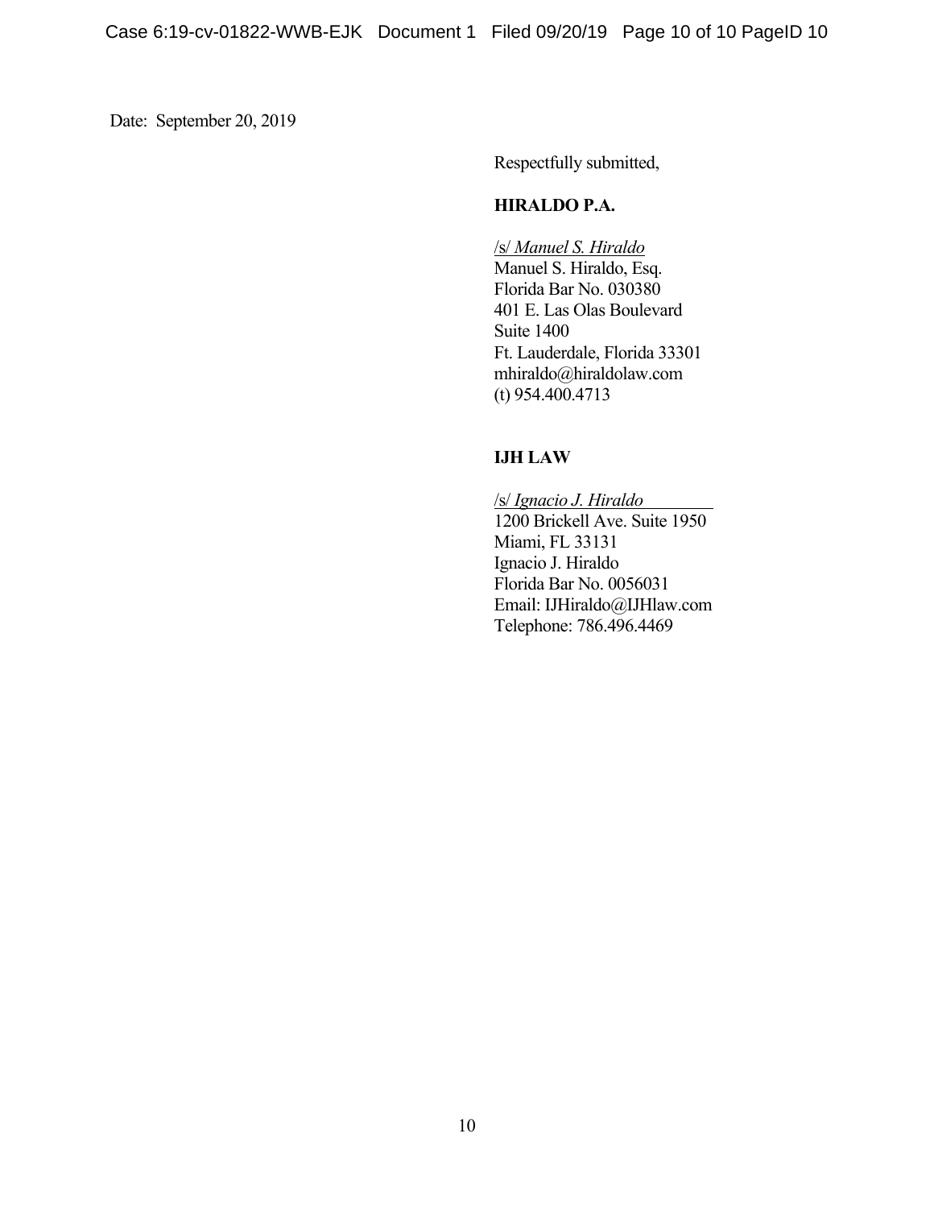Date: September 20, 2019

Respectfully submitted,

**HIRALDO P.A.**

/s/ *Manuel S. Hiraldo*
Manuel S. Hiraldo, Esq.
Florida Bar No. 030380
401 E. Las Olas Boulevard
Suite 1400
Ft. Lauderdale, Florida 33301
mhiraldo@hiraldolaw.com
(t) 954.400.4713

**IJH LAW**

/s/ *Ignacio J. Hiraldo*
1200 Brickell Ave. Suite 1950
Miami, FL 33131
Ignacio J. Hiraldo
Florida Bar No. 0056031
Email: IJHiraldo@IJHlaw.com
Telephone: 786.496.4469